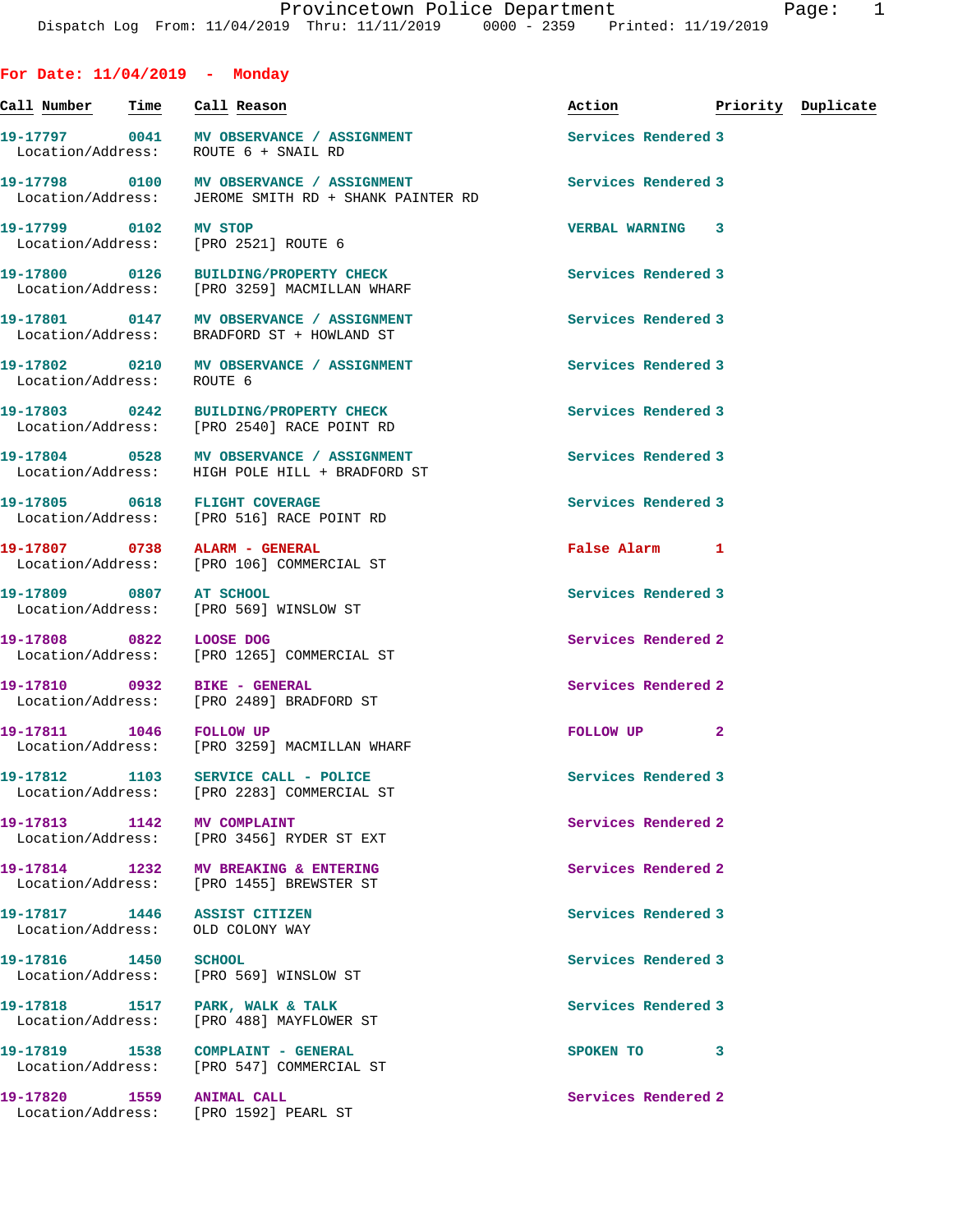# Provincetown Police Department

Dispatch Log From: 11/04/2019 Thru: 11/11/2019 0000 - 2359 Printed: 11/19/2019

## For Date: 11/04/2019 - Monday

| Call Number | Time | Call Reason | Action | Priority | Duplicate |
|---|---|---|---|---|---|
| 19-17797 | 0041 | MV OBSERVANCE / ASSIGNMENT | Services Rendered | 3 | |
| Location/Address: | | ROUTE 6 + SNAIL RD | | | |
| 19-17798 | 0100 | MV OBSERVANCE / ASSIGNMENT | Services Rendered | 3 | |
| Location/Address: | | JEROME SMITH RD + SHANK PAINTER RD | | | |
| 19-17799 | 0102 | MV STOP | VERBAL WARNING | 3 | |
| Location/Address: | | [PRO 2521] ROUTE 6 | | | |
| 19-17800 | 0126 | BUILDING/PROPERTY CHECK | Services Rendered | 3 | |
| Location/Address: | | [PRO 3259] MACMILLAN WHARF | | | |
| 19-17801 | 0147 | MV OBSERVANCE / ASSIGNMENT | Services Rendered | 3 | |
| Location/Address: | | BRADFORD ST + HOWLAND ST | | | |
| 19-17802 | 0210 | MV OBSERVANCE / ASSIGNMENT | Services Rendered | 3 | |
| Location/Address: | | ROUTE 6 | | | |
| 19-17803 | 0242 | BUILDING/PROPERTY CHECK | Services Rendered | 3 | |
| Location/Address: | | [PRO 2540] RACE POINT RD | | | |
| 19-17804 | 0528 | MV OBSERVANCE / ASSIGNMENT | Services Rendered | 3 | |
| Location/Address: | | HIGH POLE HILL + BRADFORD ST | | | |
| 19-17805 | 0618 | FLIGHT COVERAGE | Services Rendered | 3 | |
| Location/Address: | | [PRO 516] RACE POINT RD | | | |
| 19-17807 | 0738 | ALARM - GENERAL | False Alarm | 1 | |
| Location/Address: | | [PRO 106] COMMERCIAL ST | | | |
| 19-17809 | 0807 | AT SCHOOL | Services Rendered | 3 | |
| Location/Address: | | [PRO 569] WINSLOW ST | | | |
| 19-17808 | 0822 | LOOSE DOG | Services Rendered | 2 | |
| Location/Address: | | [PRO 1265] COMMERCIAL ST | | | |
| 19-17810 | 0932 | BIKE - GENERAL | Services Rendered | 2 | |
| Location/Address: | | [PRO 2489] BRADFORD ST | | | |
| 19-17811 | 1046 | FOLLOW UP | FOLLOW UP | 2 | |
| Location/Address: | | [PRO 3259] MACMILLAN WHARF | | | |
| 19-17812 | 1103 | SERVICE CALL - POLICE | Services Rendered | 3 | |
| Location/Address: | | [PRO 2283] COMMERCIAL ST | | | |
| 19-17813 | 1142 | MV COMPLAINT | Services Rendered | 2 | |
| Location/Address: | | [PRO 3456] RYDER ST EXT | | | |
| 19-17814 | 1232 | MV BREAKING & ENTERING | Services Rendered | 2 | |
| Location/Address: | | [PRO 1455] BREWSTER ST | | | |
| 19-17817 | 1446 | ASSIST CITIZEN | Services Rendered | 3 | |
| Location/Address: | | OLD COLONY WAY | | | |
| 19-17816 | 1450 | SCHOOL | Services Rendered | 3 | |
| Location/Address: | | [PRO 569] WINSLOW ST | | | |
| 19-17818 | 1517 | PARK, WALK & TALK | Services Rendered | 3 | |
| Location/Address: | | [PRO 488] MAYFLOWER ST | | | |
| 19-17819 | 1538 | COMPLAINT - GENERAL | SPOKEN TO | 3 | |
| Location/Address: | | [PRO 547] COMMERCIAL ST | | | |
| 19-17820 | 1559 | ANIMAL CALL | Services Rendered | 2 | |
| Location/Address: | | [PRO 1592] PEARL ST | | | |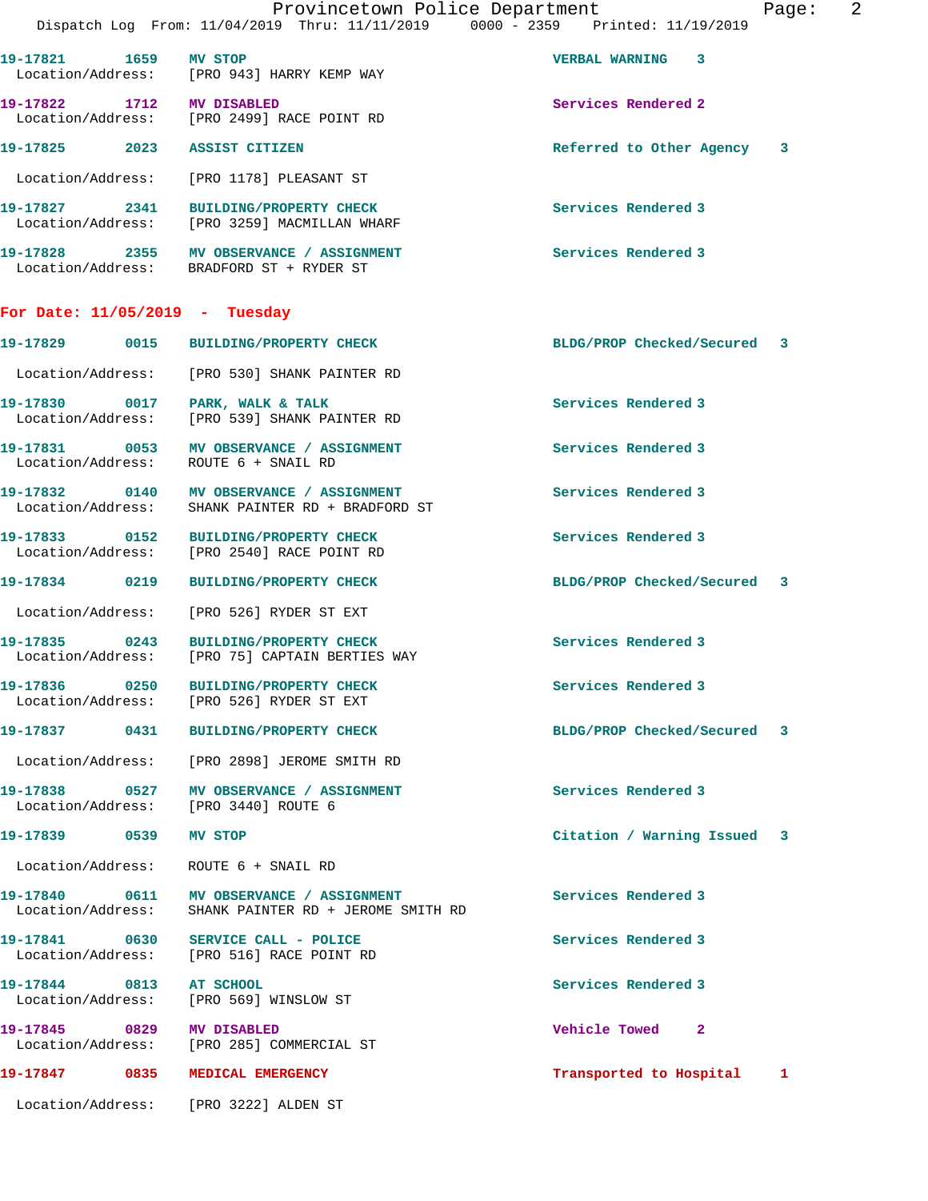19-17821 1659 **MV STOP** VERBAL WARNING 3
Location/Address: [PRO 943] HARRY KEMP WAY

19-17822 1712 **MV DISABLED** Services Rendered 2
Location/Address: [PRO 2499] RACE POINT RD

19-17825 2023 **ASSIST CITIZEN** Referred to Other Agency 3
Location/Address: [PRO 1178] PLEASANT ST

19-17827 2341 **BUILDING/PROPERTY CHECK** Services Rendered 3
Location/Address: [PRO 3259] MACMILLAN WHARF

19-17828 2355 **MV OBSERVANCE / ASSIGNMENT** Services Rendered 3
Location/Address: BRADFORD ST + RYDER ST

## For Date: 11/05/2019 - Tuesday

19-17829 0015 **BUILDING/PROPERTY CHECK** BLDG/PROP Checked/Secured 3
Location/Address: [PRO 530] SHANK PAINTER RD

19-17830 0017 **PARK, WALK & TALK** Services Rendered 3
Location/Address: [PRO 539] SHANK PAINTER RD

19-17831 0053 **MV OBSERVANCE / ASSIGNMENT** Services Rendered 3
Location/Address: ROUTE 6 + SNAIL RD

19-17832 0140 **MV OBSERVANCE / ASSIGNMENT** Services Rendered 3
Location/Address: SHANK PAINTER RD + BRADFORD ST

19-17833 0152 **BUILDING/PROPERTY CHECK** Services Rendered 3
Location/Address: [PRO 2540] RACE POINT RD

19-17834 0219 **BUILDING/PROPERTY CHECK** BLDG/PROP Checked/Secured 3
Location/Address: [PRO 526] RYDER ST EXT

19-17835 0243 **BUILDING/PROPERTY CHECK** Services Rendered 3
Location/Address: [PRO 75] CAPTAIN BERTIES WAY

19-17836 0250 **BUILDING/PROPERTY CHECK** Services Rendered 3
Location/Address: [PRO 526] RYDER ST EXT

19-17837 0431 **BUILDING/PROPERTY CHECK** BLDG/PROP Checked/Secured 3
Location/Address: [PRO 2898] JEROME SMITH RD

19-17838 0527 **MV OBSERVANCE / ASSIGNMENT** Services Rendered 3
Location/Address: [PRO 3440] ROUTE 6

19-17839 0539 **MV STOP** Citation / Warning Issued 3
Location/Address: ROUTE 6 + SNAIL RD

19-17840 0611 **MV OBSERVANCE / ASSIGNMENT** Services Rendered 3
Location/Address: SHANK PAINTER RD + JEROME SMITH RD

19-17841 0630 **SERVICE CALL - POLICE** Services Rendered 3
Location/Address: [PRO 516] RACE POINT RD

19-17844 0813 **AT SCHOOL** Services Rendered 3
Location/Address: [PRO 569] WINSLOW ST

19-17845 0829 **MV DISABLED** Vehicle Towed 2
Location/Address: [PRO 285] COMMERCIAL ST

19-17847 0835 **MEDICAL EMERGENCY** Transported to Hospital 1
Location/Address: [PRO 3222] ALDEN ST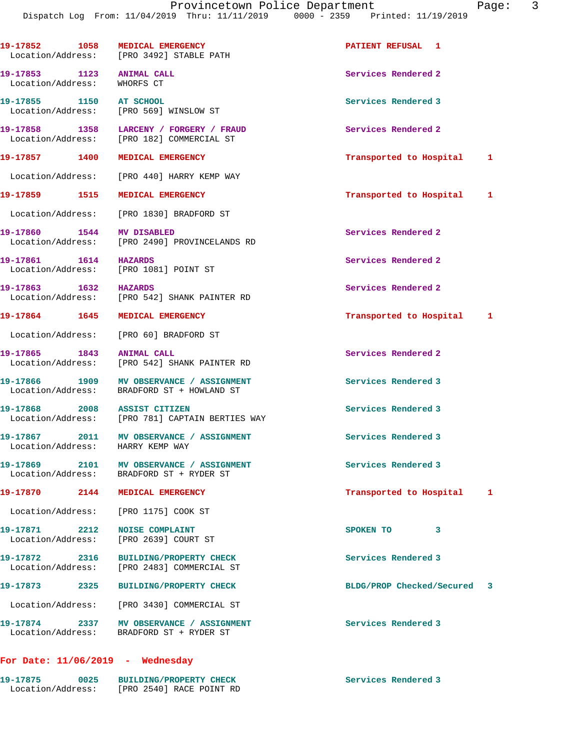19-17852 1058 MEDICAL EMERGENCY PATIENT REFUSAL 1
Location/Address: [PRO 3492] STABLE PATH

19-17853 1123 ANIMAL CALL Services Rendered 2
Location/Address: WHORFS CT

19-17855 1150 AT SCHOOL Services Rendered 3
Location/Address: [PRO 569] WINSLOW ST

19-17858 1358 LARCENY / FORGERY / FRAUD Services Rendered 2
Location/Address: [PRO 182] COMMERCIAL ST

19-17857 1400 MEDICAL EMERGENCY Transported to Hospital 1
Location/Address: [PRO 440] HARRY KEMP WAY

19-17859 1515 MEDICAL EMERGENCY Transported to Hospital 1
Location/Address: [PRO 1830] BRADFORD ST

19-17860 1544 MV DISABLED Services Rendered 2
Location/Address: [PRO 2490] PROVINCELANDS RD

19-17861 1614 HAZARDS Services Rendered 2
Location/Address: [PRO 1081] POINT ST

19-17863 1632 HAZARDS Services Rendered 2
Location/Address: [PRO 542] SHANK PAINTER RD

19-17864 1645 MEDICAL EMERGENCY Transported to Hospital 1
Location/Address: [PRO 60] BRADFORD ST

19-17865 1843 ANIMAL CALL Services Rendered 2
Location/Address: [PRO 542] SHANK PAINTER RD

19-17866 1909 MV OBSERVANCE / ASSIGNMENT Services Rendered 3
Location/Address: BRADFORD ST + HOWLAND ST

19-17868 2008 ASSIST CITIZEN Services Rendered 3
Location/Address: [PRO 781] CAPTAIN BERTIES WAY

19-17867 2011 MV OBSERVANCE / ASSIGNMENT Services Rendered 3
Location/Address: HARRY KEMP WAY

19-17869 2101 MV OBSERVANCE / ASSIGNMENT Services Rendered 3
Location/Address: BRADFORD ST + RYDER ST

19-17870 2144 MEDICAL EMERGENCY Transported to Hospital 1
Location/Address: [PRO 1175] COOK ST

19-17871 2212 NOISE COMPLAINT SPOKEN TO 3
Location/Address: [PRO 2639] COURT ST

19-17872 2316 BUILDING/PROPERTY CHECK Services Rendered 3
Location/Address: [PRO 2483] COMMERCIAL ST

19-17873 2325 BUILDING/PROPERTY CHECK BLDG/PROP Checked/Secured 3
Location/Address: [PRO 3430] COMMERCIAL ST

19-17874 2337 MV OBSERVANCE / ASSIGNMENT Services Rendered 3
Location/Address: BRADFORD ST + RYDER ST

## For Date: 11/06/2019 - Wednesday

19-17875 0025 BUILDING/PROPERTY CHECK Services Rendered 3
Location/Address: [PRO 2540] RACE POINT RD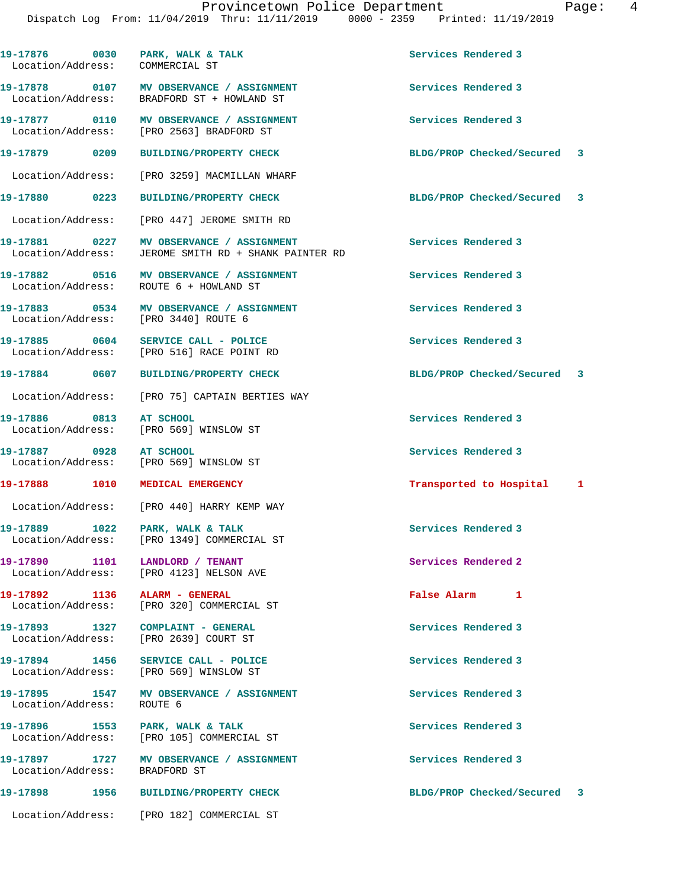19-17876 0030 PARK, WALK & TALK Services Rendered 3
Location/Address: COMMERCIAL ST

19-17878 0107 MV OBSERVANCE / ASSIGNMENT Services Rendered 3
Location/Address: BRADFORD ST + HOWLAND ST

19-17877 0110 MV OBSERVANCE / ASSIGNMENT Services Rendered 3
Location/Address: [PRO 2563] BRADFORD ST

19-17879 0209 BUILDING/PROPERTY CHECK BLDG/PROP Checked/Secured 3
Location/Address: [PRO 3259] MACMILLAN WHARF

19-17880 0223 BUILDING/PROPERTY CHECK BLDG/PROP Checked/Secured 3
Location/Address: [PRO 447] JEROME SMITH RD

19-17881 0227 MV OBSERVANCE / ASSIGNMENT Services Rendered 3
Location/Address: JEROME SMITH RD + SHANK PAINTER RD

19-17882 0516 MV OBSERVANCE / ASSIGNMENT Services Rendered 3
Location/Address: ROUTE 6 + HOWLAND ST

19-17883 0534 MV OBSERVANCE / ASSIGNMENT Services Rendered 3
Location/Address: [PRO 3440] ROUTE 6

19-17885 0604 SERVICE CALL - POLICE Services Rendered 3
Location/Address: [PRO 516] RACE POINT RD

19-17884 0607 BUILDING/PROPERTY CHECK BLDG/PROP Checked/Secured 3
Location/Address: [PRO 75] CAPTAIN BERTIES WAY

19-17886 0813 AT SCHOOL Services Rendered 3
Location/Address: [PRO 569] WINSLOW ST

19-17887 0928 AT SCHOOL Services Rendered 3
Location/Address: [PRO 569] WINSLOW ST

19-17888 1010 MEDICAL EMERGENCY Transported to Hospital 1
Location/Address: [PRO 440] HARRY KEMP WAY

19-17889 1022 PARK, WALK & TALK Services Rendered 3
Location/Address: [PRO 1349] COMMERCIAL ST

19-17890 1101 LANDLORD / TENANT Services Rendered 2
Location/Address: [PRO 4123] NELSON AVE

19-17892 1136 ALARM - GENERAL False Alarm 1
Location/Address: [PRO 320] COMMERCIAL ST

19-17893 1327 COMPLAINT - GENERAL Services Rendered 3
Location/Address: [PRO 2639] COURT ST

19-17894 1456 SERVICE CALL - POLICE Services Rendered 3
Location/Address: [PRO 569] WINSLOW ST

19-17895 1547 MV OBSERVANCE / ASSIGNMENT Services Rendered 3
Location/Address: ROUTE 6

19-17896 1553 PARK, WALK & TALK Services Rendered 3
Location/Address: [PRO 105] COMMERCIAL ST

19-17897 1727 MV OBSERVANCE / ASSIGNMENT Services Rendered 3
Location/Address: BRADFORD ST

19-17898 1956 BUILDING/PROPERTY CHECK BLDG/PROP Checked/Secured 3
Location/Address: [PRO 182] COMMERCIAL ST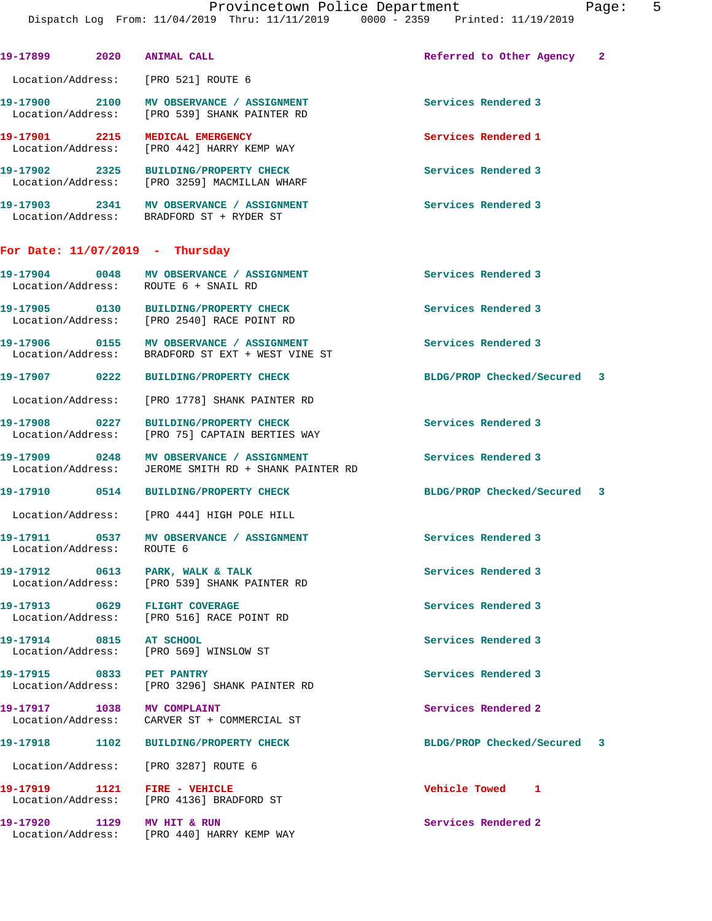19-17899 2020 ANIMAL CALL Referred to Other Agency 2

Location/Address: [PRO 521] ROUTE 6

19-17900 2100 MV OBSERVANCE / ASSIGNMENT Services Rendered 3
Location/Address: [PRO 539] SHANK PAINTER RD

19-17901 2215 MEDICAL EMERGENCY Services Rendered 1
Location/Address: [PRO 442] HARRY KEMP WAY

19-17902 2325 BUILDING/PROPERTY CHECK Services Rendered 3
Location/Address: [PRO 3259] MACMILLAN WHARF

19-17903 2341 MV OBSERVANCE / ASSIGNMENT Services Rendered 3
Location/Address: BRADFORD ST + RYDER ST

## For Date: 11/07/2019 - Thursday

19-17904 0048 MV OBSERVANCE / ASSIGNMENT Services Rendered 3
Location/Address: ROUTE 6 + SNAIL RD

19-17905 0130 BUILDING/PROPERTY CHECK Services Rendered 3
Location/Address: [PRO 2540] RACE POINT RD

19-17906 0155 MV OBSERVANCE / ASSIGNMENT Services Rendered 3
Location/Address: BRADFORD ST EXT + WEST VINE ST

19-17907 0222 BUILDING/PROPERTY CHECK BLDG/PROP Checked/Secured 3

Location/Address: [PRO 1778] SHANK PAINTER RD

19-17908 0227 BUILDING/PROPERTY CHECK Services Rendered 3
Location/Address: [PRO 75] CAPTAIN BERTIES WAY

19-17909 0248 MV OBSERVANCE / ASSIGNMENT Services Rendered 3
Location/Address: JEROME SMITH RD + SHANK PAINTER RD

19-17910 0514 BUILDING/PROPERTY CHECK BLDG/PROP Checked/Secured 3

Location/Address: [PRO 444] HIGH POLE HILL

19-17911 0537 MV OBSERVANCE / ASSIGNMENT Services Rendered 3
Location/Address: ROUTE 6

19-17912 0613 PARK, WALK & TALK Services Rendered 3
Location/Address: [PRO 539] SHANK PAINTER RD

19-17913 0629 FLIGHT COVERAGE Services Rendered 3
Location/Address: [PRO 516] RACE POINT RD

19-17914 0815 AT SCHOOL Services Rendered 3
Location/Address: [PRO 569] WINSLOW ST

19-17915 0833 PET PANTRY Services Rendered 3
Location/Address: [PRO 3296] SHANK PAINTER RD

19-17917 1038 MV COMPLAINT Services Rendered 2
Location/Address: CARVER ST + COMMERCIAL ST

19-17918 1102 BUILDING/PROPERTY CHECK BLDG/PROP Checked/Secured 3

Location/Address: [PRO 3287] ROUTE 6

19-17919 1121 FIRE - VEHICLE Vehicle Towed 1
Location/Address: [PRO 4136] BRADFORD ST

19-17920 1129 MV HIT & RUN Services Rendered 2
Location/Address: [PRO 440] HARRY KEMP WAY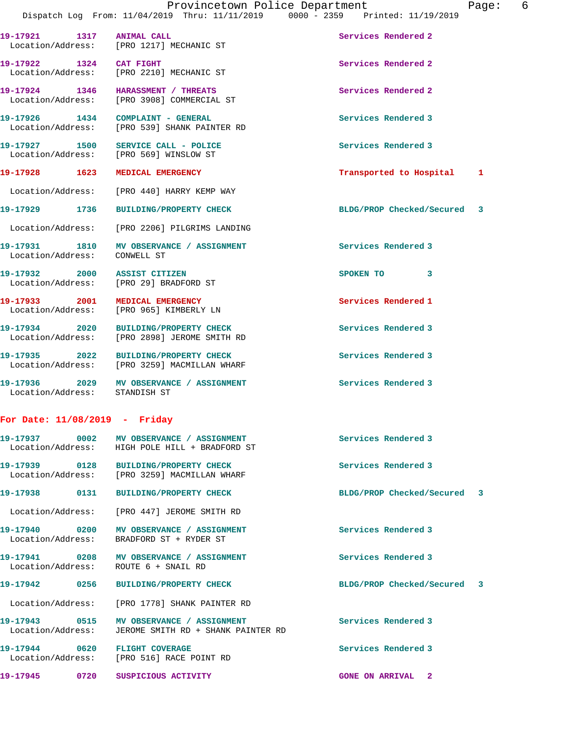| Call Number | Time | Call Reason | Action | Priority |
|---|---|---|---|---|
| 19-17921 | 1317 | ANIMAL CALL | Services Rendered | 2 |
| Location/Address: | | [PRO 1217] MECHANIC ST | | |
| 19-17922 | 1324 | CAT FIGHT | Services Rendered | 2 |
| Location/Address: | | [PRO 2210] MECHANIC ST | | |
| 19-17924 | 1346 | HARASSMENT / THREATS | Services Rendered | 2 |
| Location/Address: | | [PRO 3908] COMMERCIAL ST | | |
| 19-17926 | 1434 | COMPLAINT - GENERAL | Services Rendered | 3 |
| Location/Address: | | [PRO 539] SHANK PAINTER RD | | |
| 19-17927 | 1500 | SERVICE CALL - POLICE | Services Rendered | 3 |
| Location/Address: | | [PRO 569] WINSLOW ST | | |
| 19-17928 | 1623 | MEDICAL EMERGENCY | Transported to Hospital | 1 |
| Location/Address: | | [PRO 440] HARRY KEMP WAY | | |
| 19-17929 | 1736 | BUILDING/PROPERTY CHECK | BLDG/PROP Checked/Secured | 3 |
| Location/Address: | | [PRO 2206] PILGRIMS LANDING | | |
| 19-17931 | 1810 | MV OBSERVANCE / ASSIGNMENT | Services Rendered | 3 |
| Location/Address: | | CONWELL ST | | |
| 19-17932 | 2000 | ASSIST CITIZEN | SPOKEN TO | 3 |
| Location/Address: | | [PRO 29] BRADFORD ST | | |
| 19-17933 | 2001 | MEDICAL EMERGENCY | Services Rendered | 1 |
| Location/Address: | | [PRO 965] KIMBERLY LN | | |
| 19-17934 | 2020 | BUILDING/PROPERTY CHECK | Services Rendered | 3 |
| Location/Address: | | [PRO 2898] JEROME SMITH RD | | |
| 19-17935 | 2022 | BUILDING/PROPERTY CHECK | Services Rendered | 3 |
| Location/Address: | | [PRO 3259] MACMILLAN WHARF | | |
| 19-17936 | 2029 | MV OBSERVANCE / ASSIGNMENT | Services Rendered | 3 |
| Location/Address: | | STANDISH ST | | |

**For Date: 11/08/2019 - Friday**

| Call Number | Time | Call Reason | Action | Priority |
|---|---|---|---|---|
| 19-17937 | 0002 | MV OBSERVANCE / ASSIGNMENT | Services Rendered | 3 |
| Location/Address: | | HIGH POLE HILL + BRADFORD ST | | |
| 19-17939 | 0128 | BUILDING/PROPERTY CHECK | Services Rendered | 3 |
| Location/Address: | | [PRO 3259] MACMILLAN WHARF | | |
| 19-17938 | 0131 | BUILDING/PROPERTY CHECK | BLDG/PROP Checked/Secured | 3 |
| Location/Address: | | [PRO 447] JEROME SMITH RD | | |
| 19-17940 | 0200 | MV OBSERVANCE / ASSIGNMENT | Services Rendered | 3 |
| Location/Address: | | BRADFORD ST + RYDER ST | | |
| 19-17941 | 0208 | MV OBSERVANCE / ASSIGNMENT | Services Rendered | 3 |
| Location/Address: | | ROUTE 6 + SNAIL RD | | |
| 19-17942 | 0256 | BUILDING/PROPERTY CHECK | BLDG/PROP Checked/Secured | 3 |
| Location/Address: | | [PRO 1778] SHANK PAINTER RD | | |
| 19-17943 | 0515 | MV OBSERVANCE / ASSIGNMENT | Services Rendered | 3 |
| Location/Address: | | JEROME SMITH RD + SHANK PAINTER RD | | |
| 19-17944 | 0620 | FLIGHT COVERAGE | Services Rendered | 3 |
| Location/Address: | | [PRO 516] RACE POINT RD | | |
| 19-17945 | 0720 | SUSPICIOUS ACTIVITY | GONE ON ARRIVAL | 2 |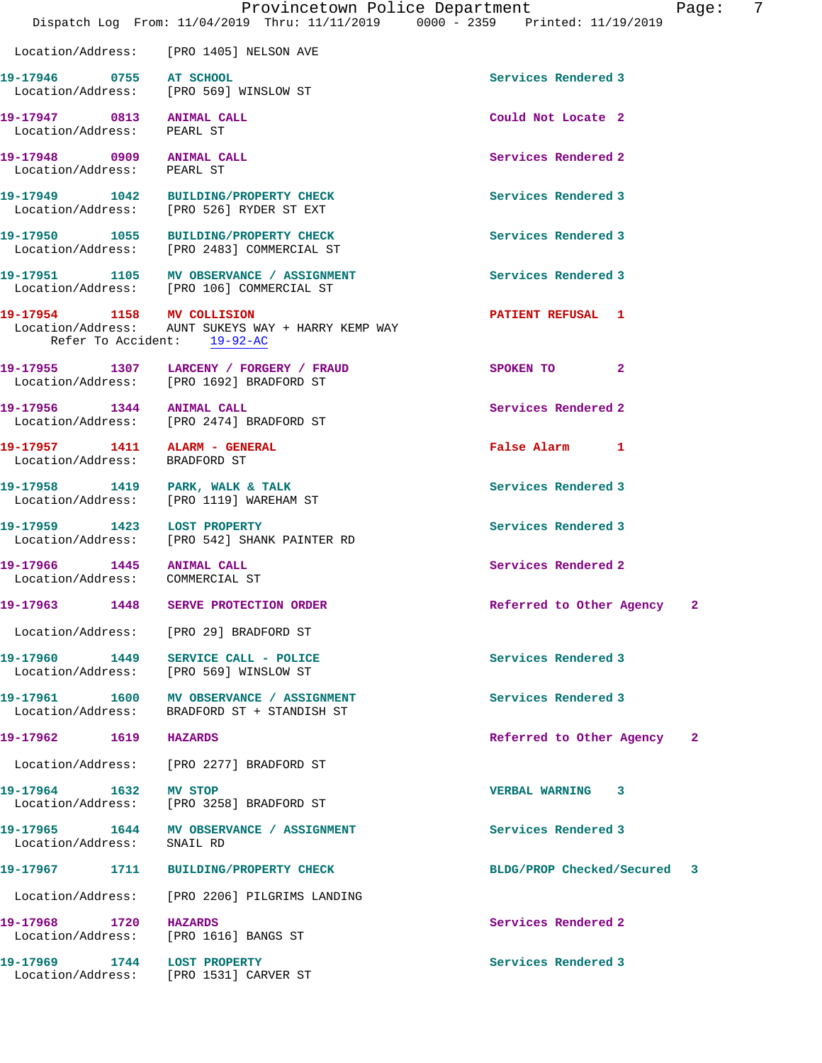Location/Address: [PRO 1405] NELSON AVE

| Call # | Time | Call Reason | Action | Priority |
|---|---|---|---|---|
| 19-17946 | 0755 | AT SCHOOL | Services Rendered | 3 |
| | | Location/Address: [PRO 569] WINSLOW ST | | |
| 19-17947 | 0813 | ANIMAL CALL | Could Not Locate | 2 |
| | | Location/Address: PEARL ST | | |
| 19-17948 | 0909 | ANIMAL CALL | Services Rendered | 2 |
| | | Location/Address: PEARL ST | | |
| 19-17949 | 1042 | BUILDING/PROPERTY CHECK | Services Rendered | 3 |
| | | Location/Address: [PRO 526] RYDER ST EXT | | |
| 19-17950 | 1055 | BUILDING/PROPERTY CHECK | Services Rendered | 3 |
| | | Location/Address: [PRO 2483] COMMERCIAL ST | | |
| 19-17951 | 1105 | MV OBSERVANCE / ASSIGNMENT | Services Rendered | 3 |
| | | Location/Address: [PRO 106] COMMERCIAL ST | | |
| 19-17954 | 1158 | MV COLLISION | PATIENT REFUSAL | 1 |
| | | Location/Address: AUNT SUKEYS WAY + HARRY KEMP WAY; Refer To Accident: 19-92-AC | | |
| 19-17955 | 1307 | LARCENY / FORGERY / FRAUD | SPOKEN TO | 2 |
| | | Location/Address: [PRO 1692] BRADFORD ST | | |
| 19-17956 | 1344 | ANIMAL CALL | Services Rendered | 2 |
| | | Location/Address: [PRO 2474] BRADFORD ST | | |
| 19-17957 | 1411 | ALARM - GENERAL | False Alarm | 1 |
| | | Location/Address: BRADFORD ST | | |
| 19-17958 | 1419 | PARK, WALK & TALK | Services Rendered | 3 |
| | | Location/Address: [PRO 1119] WAREHAM ST | | |
| 19-17959 | 1423 | LOST PROPERTY | Services Rendered | 3 |
| | | Location/Address: [PRO 542] SHANK PAINTER RD | | |
| 19-17966 | 1445 | ANIMAL CALL | Services Rendered | 2 |
| | | Location/Address: COMMERCIAL ST | | |
| 19-17963 | 1448 | SERVE PROTECTION ORDER | Referred to Other Agency | 2 |
| | | Location/Address: [PRO 29] BRADFORD ST | | |
| 19-17960 | 1449 | SERVICE CALL - POLICE | Services Rendered | 3 |
| | | Location/Address: [PRO 569] WINSLOW ST | | |
| 19-17961 | 1600 | MV OBSERVANCE / ASSIGNMENT | Services Rendered | 3 |
| | | Location/Address: BRADFORD ST + STANDISH ST | | |
| 19-17962 | 1619 | HAZARDS | Referred to Other Agency | 2 |
| | | Location/Address: [PRO 2277] BRADFORD ST | | |
| 19-17964 | 1632 | MV STOP | VERBAL WARNING | 3 |
| | | Location/Address: [PRO 3258] BRADFORD ST | | |
| 19-17965 | 1644 | MV OBSERVANCE / ASSIGNMENT | Services Rendered | 3 |
| | | Location/Address: SNAIL RD | | |
| 19-17967 | 1711 | BUILDING/PROPERTY CHECK | BLDG/PROP Checked/Secured | 3 |
| | | Location/Address: [PRO 2206] PILGRIMS LANDING | | |
| 19-17968 | 1720 | HAZARDS | Services Rendered | 2 |
| | | Location/Address: [PRO 1616] BANGS ST | | |
| 19-17969 | 1744 | LOST PROPERTY | Services Rendered | 3 |
| | | Location/Address: [PRO 1531] CARVER ST | | |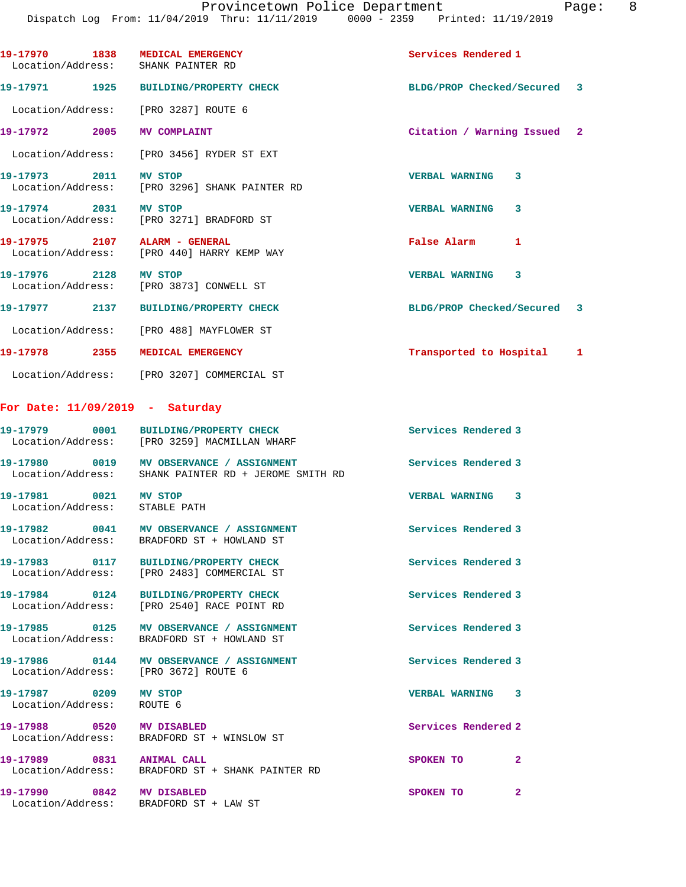| Call # | Time | Type | Disposition | Priority |
|---|---|---|---|---|
| 19-17970 | 1838 | MEDICAL EMERGENCY | Services Rendered | 1 |
| Location/Address: | | SHANK PAINTER RD | | |
| 19-17971 | 1925 | BUILDING/PROPERTY CHECK | BLDG/PROP Checked/Secured | 3 |
| Location/Address: | | [PRO 3287] ROUTE 6 | | |
| 19-17972 | 2005 | MV COMPLAINT | Citation / Warning Issued | 2 |
| Location/Address: | | [PRO 3456] RYDER ST EXT | | |
| 19-17973 | 2011 | MV STOP | VERBAL WARNING | 3 |
| Location/Address: | | [PRO 3296] SHANK PAINTER RD | | |
| 19-17974 | 2031 | MV STOP | VERBAL WARNING | 3 |
| Location/Address: | | [PRO 3271] BRADFORD ST | | |
| 19-17975 | 2107 | ALARM - GENERAL | False Alarm | 1 |
| Location/Address: | | [PRO 440] HARRY KEMP WAY | | |
| 19-17976 | 2128 | MV STOP | VERBAL WARNING | 3 |
| Location/Address: | | [PRO 3873] CONWELL ST | | |
| 19-17977 | 2137 | BUILDING/PROPERTY CHECK | BLDG/PROP Checked/Secured | 3 |
| Location/Address: | | [PRO 488] MAYFLOWER ST | | |
| 19-17978 | 2355 | MEDICAL EMERGENCY | Transported to Hospital | 1 |
| Location/Address: | | [PRO 3207] COMMERCIAL ST | | |

## For Date: 11/09/2019 - Saturday

| Call # | Time | Type | Disposition | Priority |
|---|---|---|---|---|
| 19-17979 | 0001 | BUILDING/PROPERTY CHECK | Services Rendered | 3 |
| Location/Address: | | [PRO 3259] MACMILLAN WHARF | | |
| 19-17980 | 0019 | MV OBSERVANCE / ASSIGNMENT | Services Rendered | 3 |
| Location/Address: | | SHANK PAINTER RD + JEROME SMITH RD | | |
| 19-17981 | 0021 | MV STOP | VERBAL WARNING | 3 |
| Location/Address: | | STABLE PATH | | |
| 19-17982 | 0041 | MV OBSERVANCE / ASSIGNMENT | Services Rendered | 3 |
| Location/Address: | | BRADFORD ST + HOWLAND ST | | |
| 19-17983 | 0117 | BUILDING/PROPERTY CHECK | Services Rendered | 3 |
| Location/Address: | | [PRO 2483] COMMERCIAL ST | | |
| 19-17984 | 0124 | BUILDING/PROPERTY CHECK | Services Rendered | 3 |
| Location/Address: | | [PRO 2540] RACE POINT RD | | |
| 19-17985 | 0125 | MV OBSERVANCE / ASSIGNMENT | Services Rendered | 3 |
| Location/Address: | | BRADFORD ST + HOWLAND ST | | |
| 19-17986 | 0144 | MV OBSERVANCE / ASSIGNMENT | Services Rendered | 3 |
| Location/Address: | | [PRO 3672] ROUTE 6 | | |
| 19-17987 | 0209 | MV STOP | VERBAL WARNING | 3 |
| Location/Address: | | ROUTE 6 | | |
| 19-17988 | 0520 | MV DISABLED | Services Rendered | 2 |
| Location/Address: | | BRADFORD ST + WINSLOW ST | | |
| 19-17989 | 0831 | ANIMAL CALL | SPOKEN TO | 2 |
| Location/Address: | | BRADFORD ST + SHANK PAINTER RD | | |
| 19-17990 | 0842 | MV DISABLED | SPOKEN TO | 2 |
| Location/Address: | | BRADFORD ST + LAW ST | | |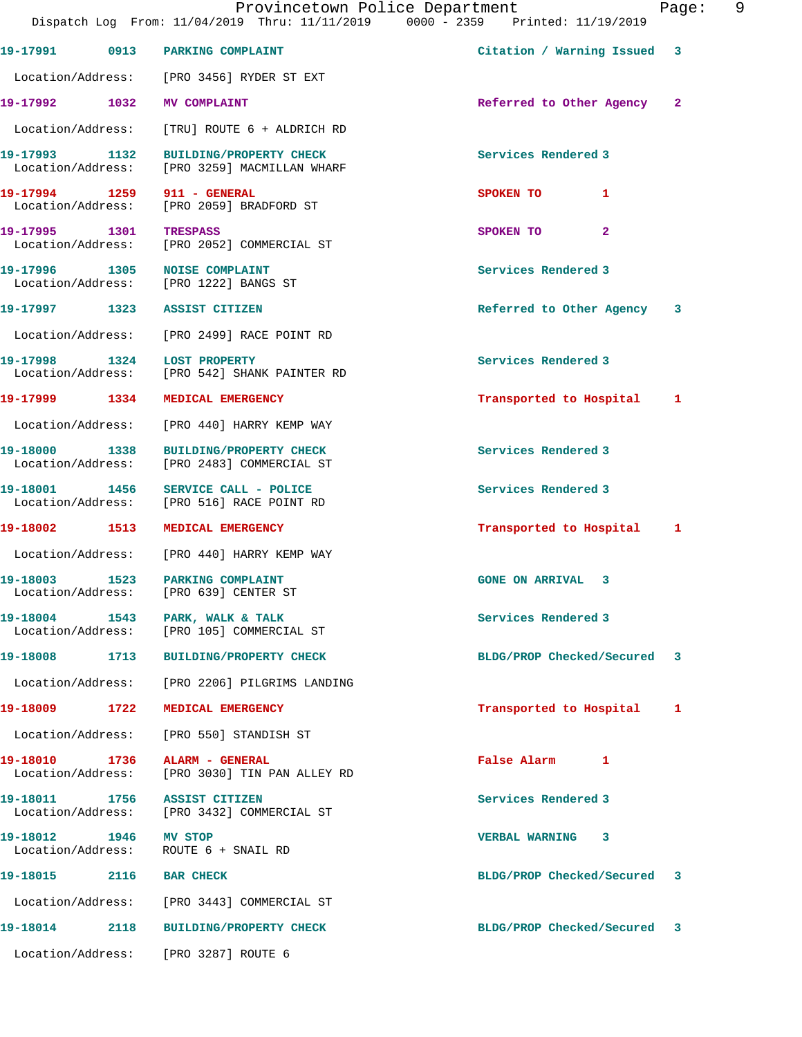| Call Number | Time | Call Reason | Action | Priority |
|---|---|---|---|---|
| 19-17991 | 0913 | PARKING COMPLAINT | Citation / Warning Issued | 3 |
| Location/Address: | | [PRO 3456] RYDER ST EXT | | |
| 19-17992 | 1032 | MV COMPLAINT | Referred to Other Agency | 2 |
| Location/Address: | | [TRU] ROUTE 6 + ALDRICH RD | | |
| 19-17993 | 1132 | BUILDING/PROPERTY CHECK | Services Rendered | 3 |
| Location/Address: | | [PRO 3259] MACMILLAN WHARF | | |
| 19-17994 | 1259 | 911 - GENERAL | SPOKEN TO | 1 |
| Location/Address: | | [PRO 2059] BRADFORD ST | | |
| 19-17995 | 1301 | TRESPASS | SPOKEN TO | 2 |
| Location/Address: | | [PRO 2052] COMMERCIAL ST | | |
| 19-17996 | 1305 | NOISE COMPLAINT | Services Rendered | 3 |
| Location/Address: | | [PRO 1222] BANGS ST | | |
| 19-17997 | 1323 | ASSIST CITIZEN | Referred to Other Agency | 3 |
| Location/Address: | | [PRO 2499] RACE POINT RD | | |
| 19-17998 | 1324 | LOST PROPERTY | Services Rendered | 3 |
| Location/Address: | | [PRO 542] SHANK PAINTER RD | | |
| 19-17999 | 1334 | MEDICAL EMERGENCY | Transported to Hospital | 1 |
| Location/Address: | | [PRO 440] HARRY KEMP WAY | | |
| 19-18000 | 1338 | BUILDING/PROPERTY CHECK | Services Rendered | 3 |
| Location/Address: | | [PRO 2483] COMMERCIAL ST | | |
| 19-18001 | 1456 | SERVICE CALL - POLICE | Services Rendered | 3 |
| Location/Address: | | [PRO 516] RACE POINT RD | | |
| 19-18002 | 1513 | MEDICAL EMERGENCY | Transported to Hospital | 1 |
| Location/Address: | | [PRO 440] HARRY KEMP WAY | | |
| 19-18003 | 1523 | PARKING COMPLAINT | GONE ON ARRIVAL | 3 |
| Location/Address: | | [PRO 639] CENTER ST | | |
| 19-18004 | 1543 | PARK, WALK & TALK | Services Rendered | 3 |
| Location/Address: | | [PRO 105] COMMERCIAL ST | | |
| 19-18008 | 1713 | BUILDING/PROPERTY CHECK | BLDG/PROP Checked/Secured | 3 |
| Location/Address: | | [PRO 2206] PILGRIMS LANDING | | |
| 19-18009 | 1722 | MEDICAL EMERGENCY | Transported to Hospital | 1 |
| Location/Address: | | [PRO 550] STANDISH ST | | |
| 19-18010 | 1736 | ALARM - GENERAL | False Alarm | 1 |
| Location/Address: | | [PRO 3030] TIN PAN ALLEY RD | | |
| 19-18011 | 1756 | ASSIST CITIZEN | Services Rendered | 3 |
| Location/Address: | | [PRO 3432] COMMERCIAL ST | | |
| 19-18012 | 1946 | MV STOP | VERBAL WARNING | 3 |
| Location/Address: | | ROUTE 6 + SNAIL RD | | |
| 19-18015 | 2116 | BAR CHECK | BLDG/PROP Checked/Secured | 3 |
| Location/Address: | | [PRO 3443] COMMERCIAL ST | | |
| 19-18014 | 2118 | BUILDING/PROPERTY CHECK | BLDG/PROP Checked/Secured | 3 |
| Location/Address: | | [PRO 3287] ROUTE 6 | | |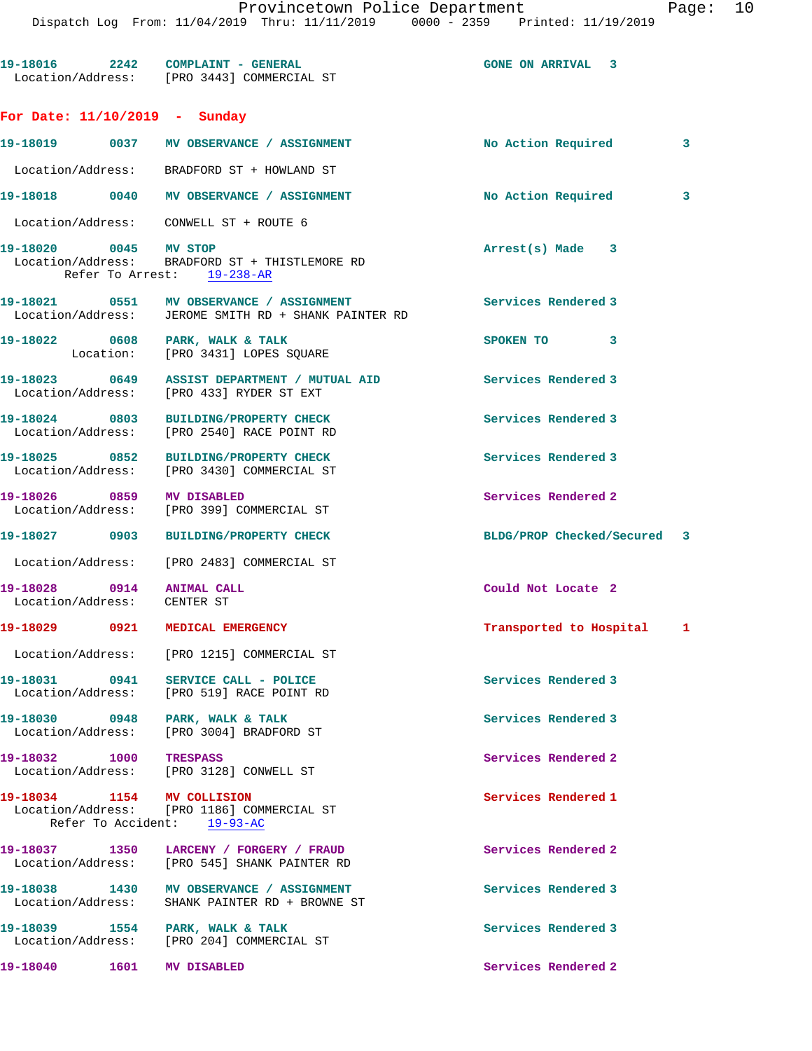19-18016 2242 COMPLAINT - GENERAL GONE ON ARRIVAL 3
Location/Address: [PRO 3443] COMMERCIAL ST

## For Date: 11/10/2019 - Sunday

19-18019 0037 MV OBSERVANCE / ASSIGNMENT No Action Required 3
Location/Address: BRADFORD ST + HOWLAND ST

19-18018 0040 MV OBSERVANCE / ASSIGNMENT No Action Required 3
Location/Address: CONWELL ST + ROUTE 6

19-18020 0045 MV STOP Arrest(s) Made 3
Location/Address: BRADFORD ST + THISTLEMORE RD
Refer To Arrest: 19-238-AR

19-18021 0551 MV OBSERVANCE / ASSIGNMENT Services Rendered 3
Location/Address: JEROME SMITH RD + SHANK PAINTER RD

19-18022 0608 PARK, WALK & TALK SPOKEN TO 3
Location: [PRO 3431] LOPES SQUARE

19-18023 0649 ASSIST DEPARTMENT / MUTUAL AID Services Rendered 3
Location/Address: [PRO 433] RYDER ST EXT

19-18024 0803 BUILDING/PROPERTY CHECK Services Rendered 3
Location/Address: [PRO 2540] RACE POINT RD

19-18025 0852 BUILDING/PROPERTY CHECK Services Rendered 3
Location/Address: [PRO 3430] COMMERCIAL ST

19-18026 0859 MV DISABLED Services Rendered 2
Location/Address: [PRO 399] COMMERCIAL ST

19-18027 0903 BUILDING/PROPERTY CHECK BLDG/PROP Checked/Secured 3
Location/Address: [PRO 2483] COMMERCIAL ST

19-18028 0914 ANIMAL CALL Could Not Locate 2
Location/Address: CENTER ST

19-18029 0921 MEDICAL EMERGENCY Transported to Hospital 1
Location/Address: [PRO 1215] COMMERCIAL ST

19-18031 0941 SERVICE CALL - POLICE Services Rendered 3
Location/Address: [PRO 519] RACE POINT RD

19-18030 0948 PARK, WALK & TALK Services Rendered 3
Location/Address: [PRO 3004] BRADFORD ST

19-18032 1000 TRESPASS Services Rendered 2
Location/Address: [PRO 3128] CONWELL ST

19-18034 1154 MV COLLISION Services Rendered 1
Location/Address: [PRO 1186] COMMERCIAL ST
Refer To Accident: 19-93-AC

19-18037 1350 LARCENY / FORGERY / FRAUD Services Rendered 2
Location/Address: [PRO 545] SHANK PAINTER RD

19-18038 1430 MV OBSERVANCE / ASSIGNMENT Services Rendered 3
Location/Address: SHANK PAINTER RD + BROWNE ST

19-18039 1554 PARK, WALK & TALK Services Rendered 3
Location/Address: [PRO 204] COMMERCIAL ST

19-18040 1601 MV DISABLED Services Rendered 2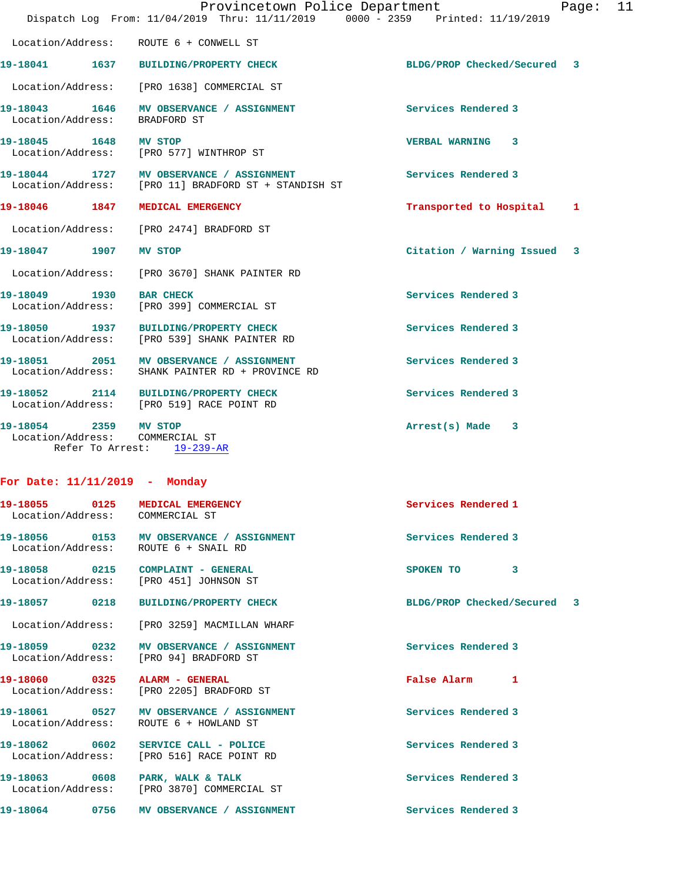Location/Address: ROUTE 6 + CONWELL ST

**19-18041** 1637 **BUILDING/PROPERTY CHECK** BLDG/PROP Checked/Secured 3

Location/Address: [PRO 1638] COMMERCIAL ST

**19-18043** 1646 **MV OBSERVANCE / ASSIGNMENT** Services Rendered 3
Location/Address: BRADFORD ST

**19-18045** 1648 **MV STOP** VERBAL WARNING 3
Location/Address: [PRO 577] WINTHROP ST

**19-18044** 1727 **MV OBSERVANCE / ASSIGNMENT** Services Rendered 3
Location/Address: [PRO 11] BRADFORD ST + STANDISH ST

**19-18046** 1847 **MEDICAL EMERGENCY** Transported to Hospital 1

Location/Address: [PRO 2474] BRADFORD ST

**19-18047** 1907 **MV STOP** Citation / Warning Issued 3

Location/Address: [PRO 3670] SHANK PAINTER RD

**19-18049** 1930 **BAR CHECK** Services Rendered 3
Location/Address: [PRO 399] COMMERCIAL ST

**19-18050** 1937 **BUILDING/PROPERTY CHECK** Services Rendered 3
Location/Address: [PRO 539] SHANK PAINTER RD

**19-18051** 2051 **MV OBSERVANCE / ASSIGNMENT** Services Rendered 3
Location/Address: SHANK PAINTER RD + PROVINCE RD

**19-18052** 2114 **BUILDING/PROPERTY CHECK** Services Rendered 3
Location/Address: [PRO 519] RACE POINT RD

**19-18054** 2359 **MV STOP** Arrest(s) Made 3
Location/Address: COMMERCIAL ST
Refer To Arrest: 19-239-AR

## For Date: 11/11/2019 - Monday

**19-18055** 0125 **MEDICAL EMERGENCY** Services Rendered 1
Location/Address: COMMERCIAL ST

**19-18056** 0153 **MV OBSERVANCE / ASSIGNMENT** Services Rendered 3
Location/Address: ROUTE 6 + SNAIL RD

**19-18058** 0215 **COMPLAINT - GENERAL** SPOKEN TO 3
Location/Address: [PRO 451] JOHNSON ST

**19-18057** 0218 **BUILDING/PROPERTY CHECK** BLDG/PROP Checked/Secured 3

Location/Address: [PRO 3259] MACMILLAN WHARF

**19-18059** 0232 **MV OBSERVANCE / ASSIGNMENT** Services Rendered 3
Location/Address: [PRO 94] BRADFORD ST

**19-18060** 0325 **ALARM - GENERAL** False Alarm 1
Location/Address: [PRO 2205] BRADFORD ST

**19-18061** 0527 **MV OBSERVANCE / ASSIGNMENT** Services Rendered 3
Location/Address: ROUTE 6 + HOWLAND ST

**19-18062** 0602 **SERVICE CALL - POLICE** Services Rendered 3
Location/Address: [PRO 516] RACE POINT RD

**19-18063** 0608 **PARK, WALK & TALK** Services Rendered 3
Location/Address: [PRO 3870] COMMERCIAL ST

**19-18064** 0756 **MV OBSERVANCE / ASSIGNMENT** Services Rendered 3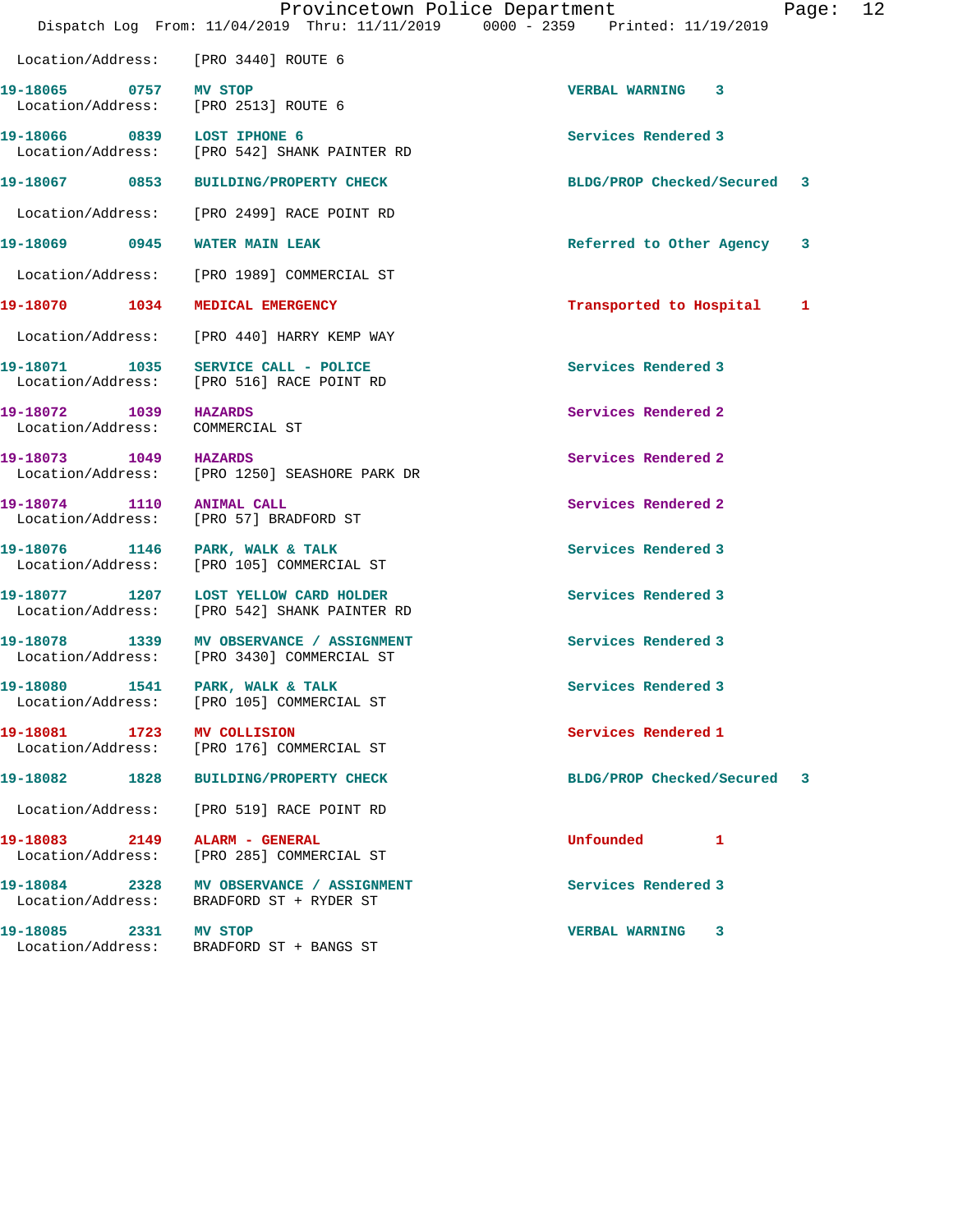Location/Address: [PRO 3440] ROUTE 6

| | | | |
|---|---|---|---|
| 19-18065 | 0757 | MV STOP | VERBAL WARNING 3 |
| Location/Address: | [PRO 2513] ROUTE 6 | | |
| 19-18066 | 0839 | LOST IPHONE 6 | Services Rendered 3 |
| Location/Address: | [PRO 542] SHANK PAINTER RD | | |
| 19-18067 | 0853 | BUILDING/PROPERTY CHECK | BLDG/PROP Checked/Secured 3 |
| Location/Address: | [PRO 2499] RACE POINT RD | | |
| 19-18069 | 0945 | WATER MAIN LEAK | Referred to Other Agency 3 |
| Location/Address: | [PRO 1989] COMMERCIAL ST | | |
| 19-18070 | 1034 | MEDICAL EMERGENCY | Transported to Hospital 1 |
| Location/Address: | [PRO 440] HARRY KEMP WAY | | |
| 19-18071 | 1035 | SERVICE CALL - POLICE | Services Rendered 3 |
| Location/Address: | [PRO 516] RACE POINT RD | | |
| 19-18072 | 1039 | HAZARDS | Services Rendered 2 |
| Location/Address: | COMMERCIAL ST | | |
| 19-18073 | 1049 | HAZARDS | Services Rendered 2 |
| Location/Address: | [PRO 1250] SEASHORE PARK DR | | |
| 19-18074 | 1110 | ANIMAL CALL | Services Rendered 2 |
| Location/Address: | [PRO 57] BRADFORD ST | | |
| 19-18076 | 1146 | PARK, WALK & TALK | Services Rendered 3 |
| Location/Address: | [PRO 105] COMMERCIAL ST | | |
| 19-18077 | 1207 | LOST YELLOW CARD HOLDER | Services Rendered 3 |
| Location/Address: | [PRO 542] SHANK PAINTER RD | | |
| 19-18078 | 1339 | MV OBSERVANCE / ASSIGNMENT | Services Rendered 3 |
| Location/Address: | [PRO 3430] COMMERCIAL ST | | |
| 19-18080 | 1541 | PARK, WALK & TALK | Services Rendered 3 |
| Location/Address: | [PRO 105] COMMERCIAL ST | | |
| 19-18081 | 1723 | MV COLLISION | Services Rendered 1 |
| Location/Address: | [PRO 176] COMMERCIAL ST | | |
| 19-18082 | 1828 | BUILDING/PROPERTY CHECK | BLDG/PROP Checked/Secured 3 |
| Location/Address: | [PRO 519] RACE POINT RD | | |
| 19-18083 | 2149 | ALARM - GENERAL | Unfounded 1 |
| Location/Address: | [PRO 285] COMMERCIAL ST | | |
| 19-18084 | 2328 | MV OBSERVANCE / ASSIGNMENT | Services Rendered 3 |
| Location/Address: | BRADFORD ST + RYDER ST | | |
| 19-18085 | 2331 | MV STOP | VERBAL WARNING 3 |
| Location/Address: | BRADFORD ST + BANGS ST | | |